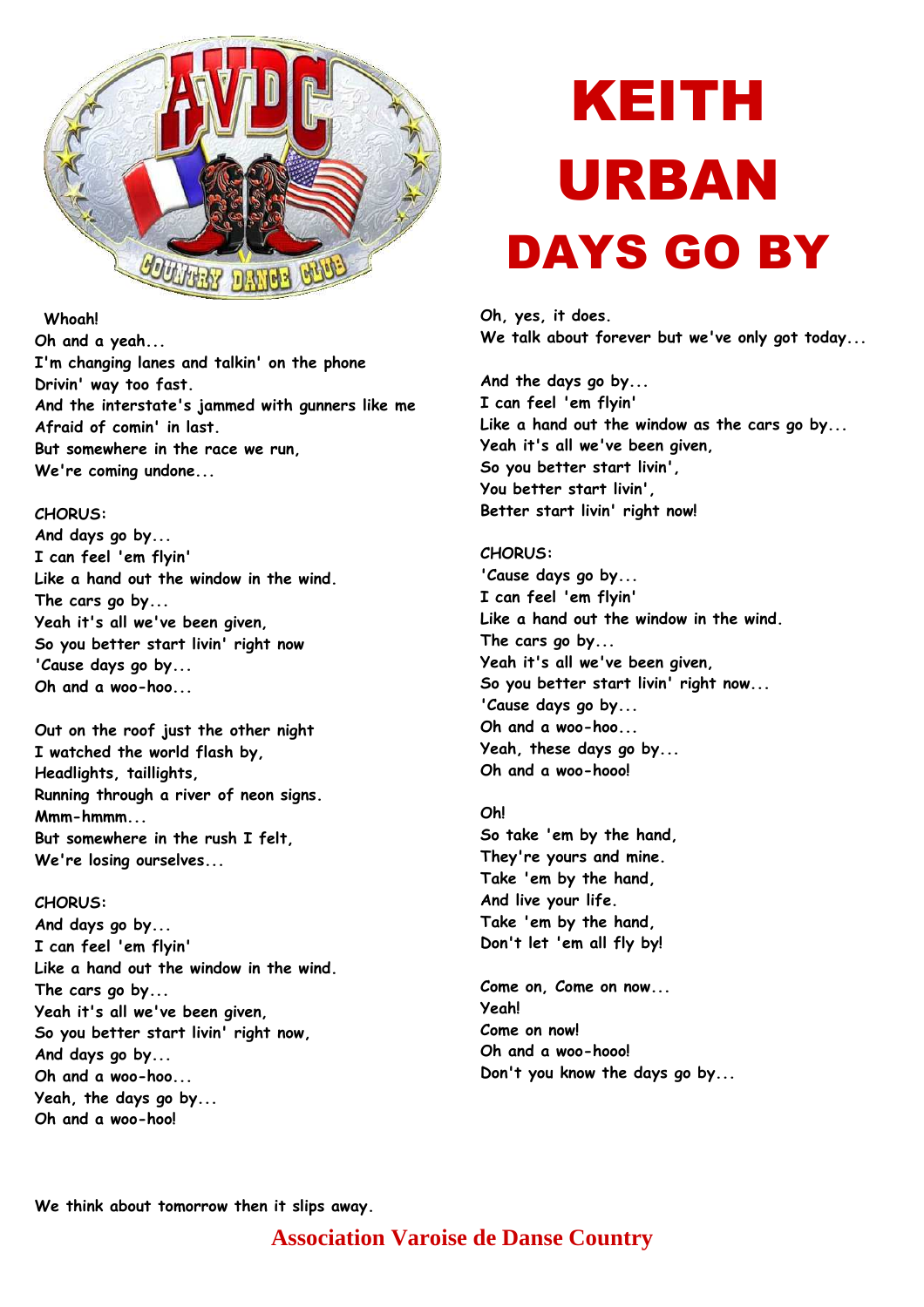# KEITH URBAN

## DAYS GO BY

Whoah!
Oh and a yeah...
I'm changing lanes and talkin' on the phone
Drivin' way too fast.
And the interstate's jammed with gunners like me
Afraid of comin' in last.
But somewhere in the race we run,
We're coming undone...

CHORUS:
And days go by...
I can feel 'em flyin'
Like a hand out the window in the wind.
The cars go by...
Yeah it's all we've been given,
So you better start livin' right now
'Cause days go by...
Oh and a woo-hoo...

Out on the roof just the other night
I watched the world flash by,
Headlights, taillights,
Running through a river of neon signs.
Mmm-hmmm...
But somewhere in the rush I felt,
We're losing ourselves...

CHORUS:
And days go by...
I can feel 'em flyin'
Like a hand out the window in the wind.
The cars go by...
Yeah it's all we've been given,
So you better start livin' right now,
And days go by...
Oh and a woo-hoo...
Yeah, the days go by...
Oh and a woo-hoo!

We think about tomorrow then it slips away.
Oh, yes, it does.
We talk about forever but we've only got today...

And the days go by...
I can feel 'em flyin'
Like a hand out the window as the cars go by...
Yeah it's all we've been given,
So you better start livin',
You better start livin',
Better start livin' right now!

CHORUS:
'Cause days go by...
I can feel 'em flyin'
Like a hand out the window in the wind.
The cars go by...
Yeah it's all we've been given,
So you better start livin' right now...
'Cause days go by...
Oh and a woo-hoo...
Yeah, these days go by...
Oh and a woo-hooo!

Oh!
So take 'em by the hand,
They're yours and mine.
Take 'em by the hand,
And live your life.
Take 'em by the hand,
Don't let 'em all fly by!

Come on, Come on now...
Yeah!
Come on now!
Oh and a woo-hooo!
Don't you know the days go by...

**Association Varoise de Danse Country**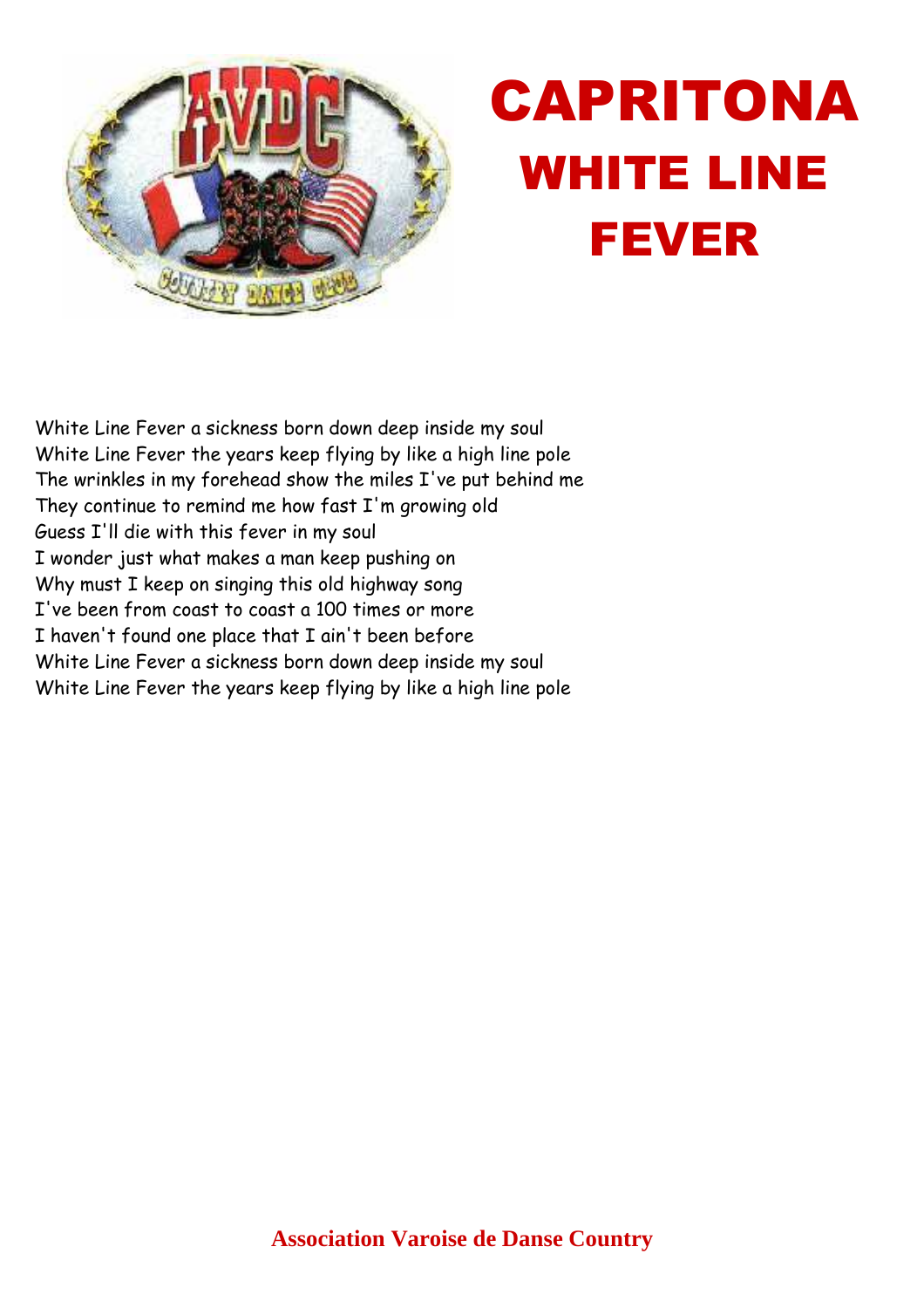# CAPRITONA
## WHITE LINE FEVER

White Line Fever a sickness born down deep inside my soul
White Line Fever the years keep flying by like a high line pole
The wrinkles in my forehead show the miles I've put behind me
They continue to remind me how fast I'm growing old
Guess I'll die with this fever in my soul
I wonder just what makes a man keep pushing on
Why must I keep on singing this old highway song
I've been from coast to coast a 100 times or more
I haven't found one place that I ain't been before
White Line Fever a sickness born down deep inside my soul
White Line Fever the years keep flying by like a high line pole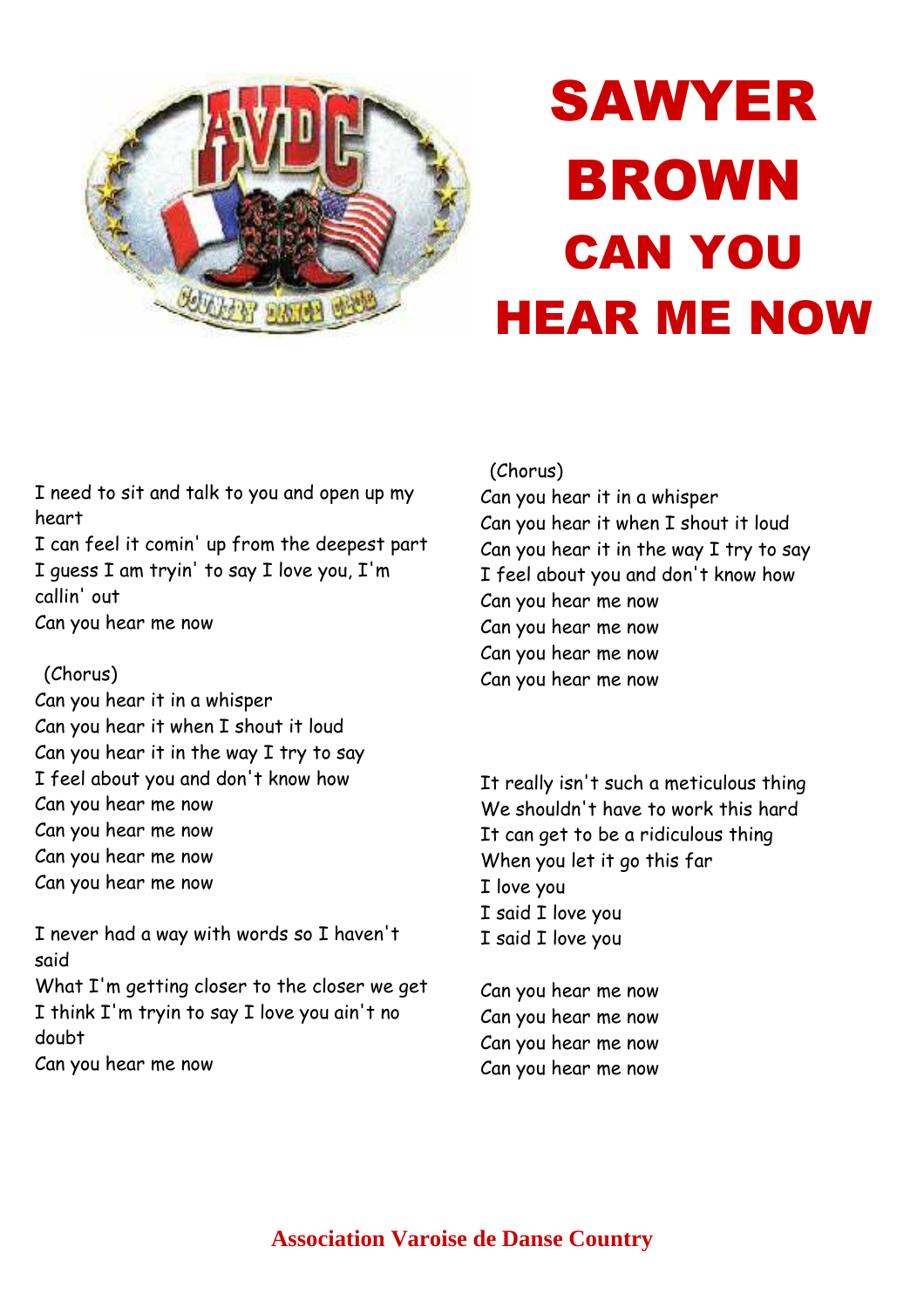# SAWYER BROWN

# CAN YOU HEAR ME NOW

I need to sit and talk to you and open up my heart
I can feel it comin' up from the deepest part
I guess I am tryin' to say I love you, I'm callin' out
Can you hear me now

(Chorus)
Can you hear it in a whisper
Can you hear it when I shout it loud
Can you hear it in the way I try to say
I feel about you and don't know how
Can you hear me now
Can you hear me now
Can you hear me now
Can you hear me now

I never had a way with words so I haven't said
What I'm getting closer to the closer we get
I think I'm tryin to say I love you ain't no doubt
Can you hear me now

(Chorus)
Can you hear it in a whisper
Can you hear it when I shout it loud
Can you hear it in the way I try to say
I feel about you and don't know how
Can you hear me now
Can you hear me now
Can you hear me now
Can you hear me now

It really isn't such a meticulous thing
We shouldn't have to work this hard
It can get to be a ridiculous thing
When you let it go this far
I love you
I said I love you
I said I love you

Can you hear me now
Can you hear me now
Can you hear me now
Can you hear me now

**Association Varoise de Danse Country**